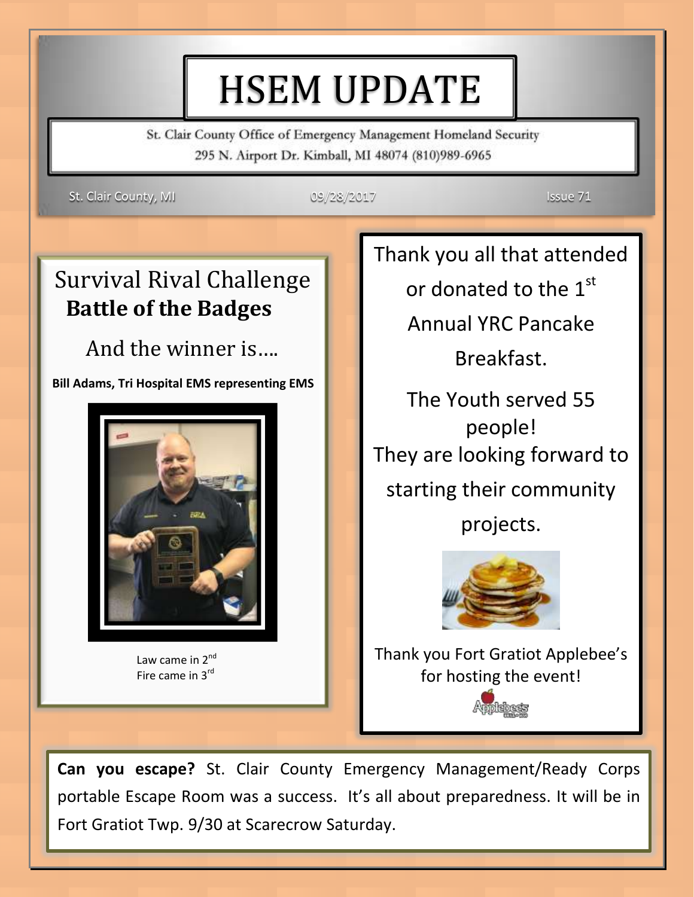# HSEM UPDATE

St. Clair County Office of Emergency Management Homeland Security
295 N. Airport Dr. Kimball, MI 48074 (810)989-6965

St. Clair County, MI — 09/28/2017 — Issue 71

## Survival Rival Challenge
**Battle of the Badges**

And the winner is….

**Bill Adams, Tri Hospital EMS representing EMS**

Law came in 2nd
Fire came in 3rd

Thank you all that attended or donated to the 1st Annual YRC Pancake Breakfast.

The Youth served 55 people!
They are looking forward to starting their community projects.

Thank you Fort Gratiot Applebee's for hosting the event!

**Can you escape?** St. Clair County Emergency Management/Ready Corps portable Escape Room was a success. It's all about preparedness. It will be in Fort Gratiot Twp. 9/30 at Scarecrow Saturday.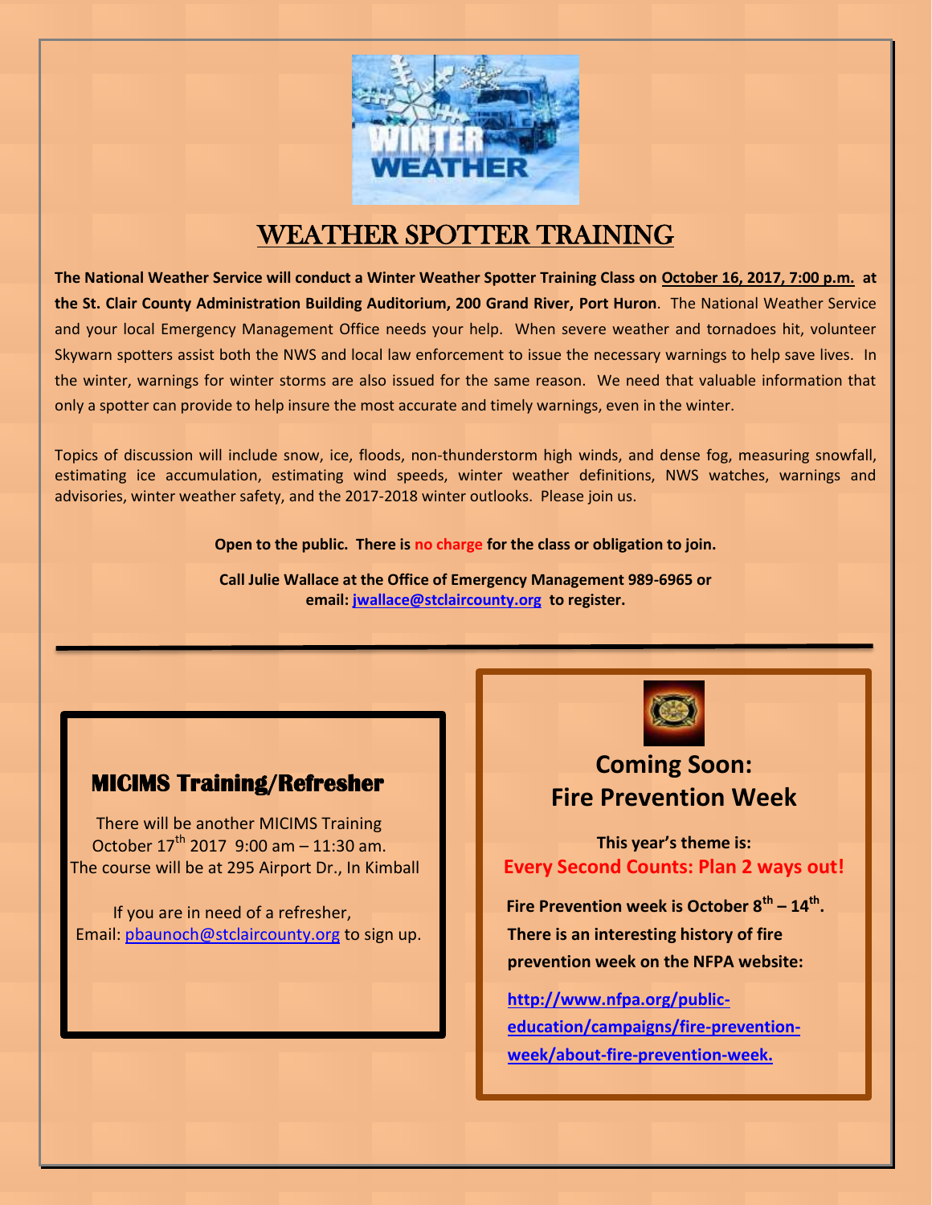# WEATHER SPOTTER TRAINING

**The National Weather Service will conduct a Winter Weather Spotter Training Class on October 16, 2017, 7:00 p.m. at the St. Clair County Administration Building Auditorium, 200 Grand River, Port Huron**. The National Weather Service and your local Emergency Management Office needs your help. When severe weather and tornadoes hit, volunteer Skywarn spotters assist both the NWS and local law enforcement to issue the necessary warnings to help save lives. In the winter, warnings for winter storms are also issued for the same reason. We need that valuable information that only a spotter can provide to help insure the most accurate and timely warnings, even in the winter.

Topics of discussion will include snow, ice, floods, non-thunderstorm high winds, and dense fog, measuring snowfall, estimating ice accumulation, estimating wind speeds, winter weather definitions, NWS watches, warnings and advisories, winter weather safety, and the 2017-2018 winter outlooks. Please join us.

**Open to the public. There is no charge for the class or obligation to join.**

**Call Julie Wallace at the Office of Emergency Management 989-6965 or email: jwallace@stclaircounty.org to register.**

---

## MICIMS Training/Refresher

There will be another MICIMS Training October 17th 2017 9:00 am – 11:30 am. The course will be at 295 Airport Dr., In Kimball

If you are in need of a refresher, Email: pbaunoch@stclaircounty.org to sign up.

## Coming Soon: Fire Prevention Week

**This year's theme is:**

**Every Second Counts: Plan 2 ways out!**

**Fire Prevention week is October 8th – 14th. There is an interesting history of fire prevention week on the NFPA website:**

**http://www.nfpa.org/public-education/campaigns/fire-prevention-week/about-fire-prevention-week.**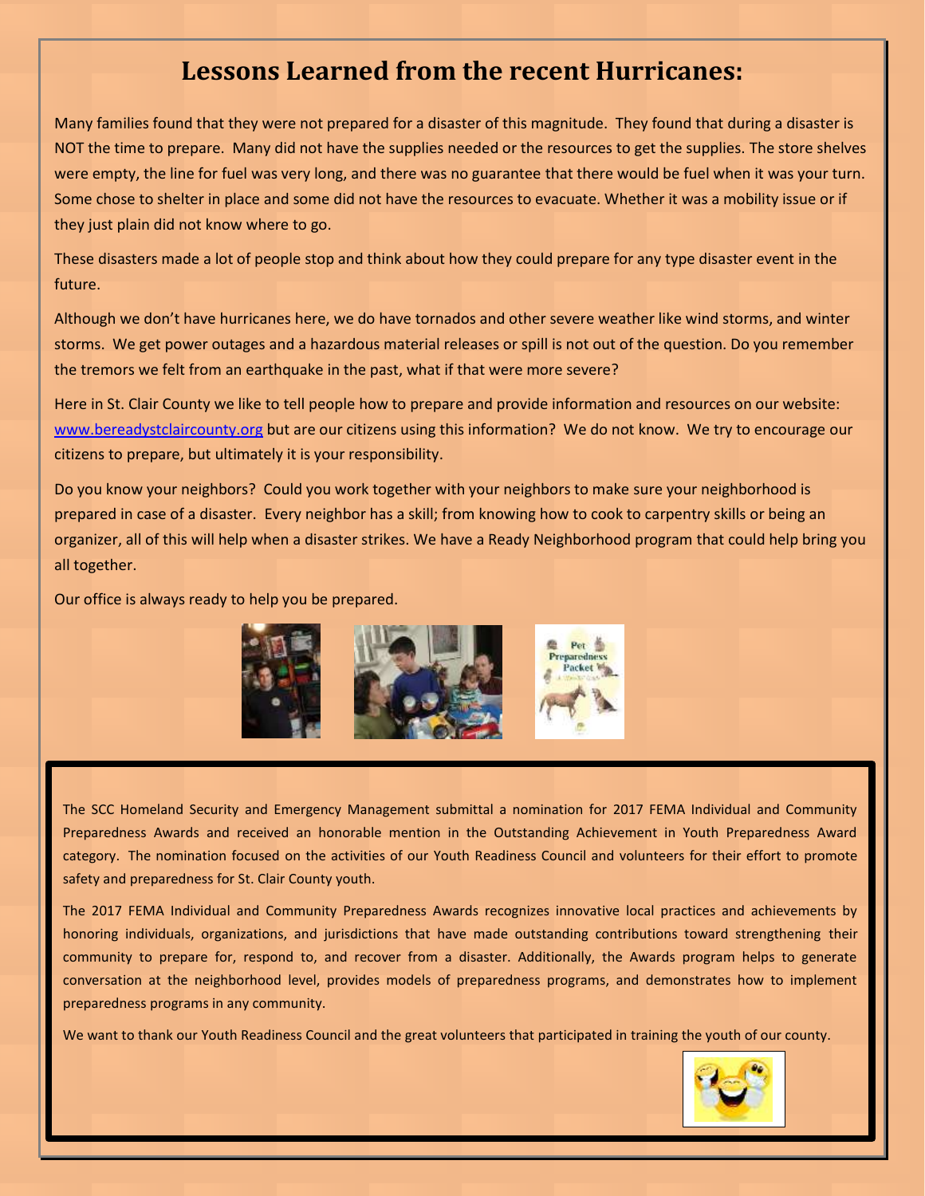# Lessons Learned from the recent Hurricanes:

Many families found that they were not prepared for a disaster of this magnitude. They found that during a disaster is NOT the time to prepare. Many did not have the supplies needed or the resources to get the supplies. The store shelves were empty, the line for fuel was very long, and there was no guarantee that there would be fuel when it was your turn. Some chose to shelter in place and some did not have the resources to evacuate. Whether it was a mobility issue or if they just plain did not know where to go.

These disasters made a lot of people stop and think about how they could prepare for any type disaster event in the future.

Although we don't have hurricanes here, we do have tornados and other severe weather like wind storms, and winter storms. We get power outages and a hazardous material releases or spill is not out of the question. Do you remember the tremors we felt from an earthquake in the past, what if that were more severe?

Here in St. Clair County we like to tell people how to prepare and provide information and resources on our website: www.bereadystclaircounty.org but are our citizens using this information? We do not know. We try to encourage our citizens to prepare, but ultimately it is your responsibility.

Do you know your neighbors? Could you work together with your neighbors to make sure your neighborhood is prepared in case of a disaster. Every neighbor has a skill; from knowing how to cook to carpentry skills or being an organizer, all of this will help when a disaster strikes. We have a Ready Neighborhood program that could help bring you all together.

Our office is always ready to help you be prepared.

The SCC Homeland Security and Emergency Management submittal a nomination for 2017 FEMA Individual and Community Preparedness Awards and received an honorable mention in the Outstanding Achievement in Youth Preparedness Award category. The nomination focused on the activities of our Youth Readiness Council and volunteers for their effort to promote safety and preparedness for St. Clair County youth.

The 2017 FEMA Individual and Community Preparedness Awards recognizes innovative local practices and achievements by honoring individuals, organizations, and jurisdictions that have made outstanding contributions toward strengthening their community to prepare for, respond to, and recover from a disaster. Additionally, the Awards program helps to generate conversation at the neighborhood level, provides models of preparedness programs, and demonstrates how to implement preparedness programs in any community.

We want to thank our Youth Readiness Council and the great volunteers that participated in training the youth of our county.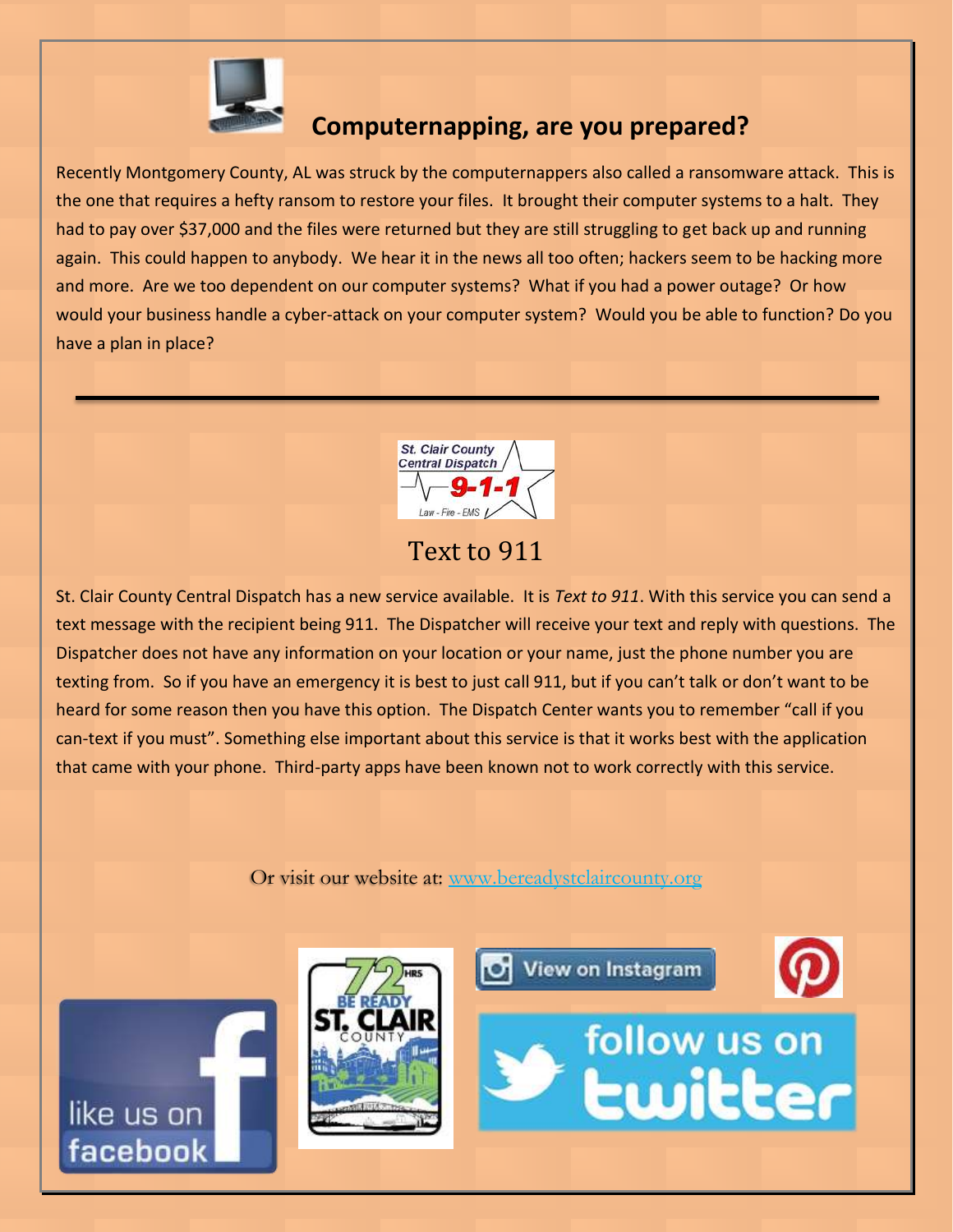## Computernapping, are you prepared?

Recently Montgomery County, AL was struck by the computernappers also called a ransomware attack. This is the one that requires a hefty ransom to restore your files. It brought their computer systems to a halt. They had to pay over $37,000 and the files were returned but they are still struggling to get back up and running again. This could happen to anybody. We hear it in the news all too often; hackers seem to be hacking more and more. Are we too dependent on our computer systems? What if you had a power outage? Or how would your business handle a cyber-attack on your computer system? Would you be able to function? Do you have a plan in place?

---

St. Clair County Central Dispatch 9-1-1 Law - Fire - EMS

## Text to 911

St. Clair County Central Dispatch has a new service available. It is *Text to 911*. With this service you can send a text message with the recipient being 911. The Dispatcher will receive your text and reply with questions. The Dispatcher does not have any information on your location or your name, just the phone number you are texting from. So if you have an emergency it is best to just call 911, but if you can't talk or don't want to be heard for some reason then you have this option. The Dispatch Center wants you to remember "call if you can-text if you must". Something else important about this service is that it works best with the application that came with your phone. Third-party apps have been known not to work correctly with this service.

Or visit our website at: [www.bereadystclaircounty.org](http://www.bereadystclaircounty.org)

like us on facebook

72 HRS BE READY ST. CLAIR COUNTY

View on Instagram

follow us on twitter